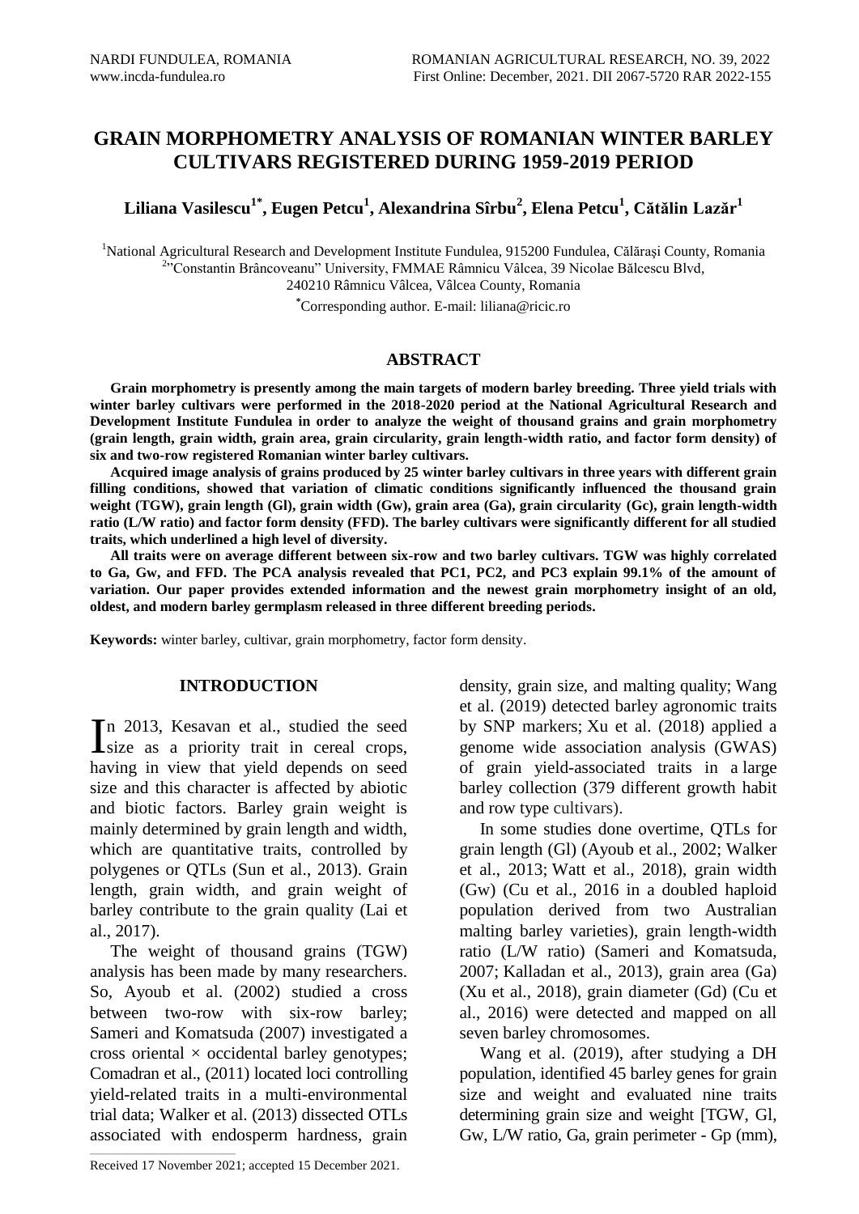# GRAIN MORPHOMETRY ANALYSIS OF ROMANIAN WINTER BARLEY CULTIVARS REGISTERED DURING 1959-2019 PERIOD

**Liliana Vasilescu[1*], Eugen Petcu[1], Alexandrina Sîrbu[2], Elena Petcu[1], Cătălin Lazăr[1]**

[1]National Agricultural Research and Development Institute Fundulea, 915200 Fundulea, Călăraşi County, Romania
[2]"Constantin Brâncoveanu" University, FMMAE Râmnicu Vâlcea, 39 Nicolae Bălcescu Blvd, 240210 Râmnicu Vâlcea, Vâlcea County, Romania
[*]Corresponding author. E-mail: liliana@ricic.ro

## ABSTRACT

**Grain morphometry is presently among the main targets of modern barley breeding. Three yield trials with winter barley cultivars were performed in the 2018-2020 period at the National Agricultural Research and Development Institute Fundulea in order to analyze the weight of thousand grains and grain morphometry (grain length, grain width, grain area, grain circularity, grain length-width ratio, and factor form density) of six and two-row registered Romanian winter barley cultivars.**

**Acquired image analysis of grains produced by 25 winter barley cultivars in three years with different grain filling conditions, showed that variation of climatic conditions significantly influenced the thousand grain weight (TGW), grain length (Gl), grain width (Gw), grain area (Ga), grain circularity (Gc), grain length-width ratio (L/W ratio) and factor form density (FFD). The barley cultivars were significantly different for all studied traits, which underlined a high level of diversity.**

**All traits were on average different between six-row and two barley cultivars. TGW was highly correlated to Ga, Gw, and FFD. The PCA analysis revealed that PC1, PC2, and PC3 explain 99.1% of the amount of variation. Our paper provides extended information and the newest grain morphometry insight of an old, oldest, and modern barley germplasm released in three different breeding periods.**

**Keywords:** winter barley, cultivar, grain morphometry, factor form density.

## INTRODUCTION

In 2013, Kesavan et al., studied the seed size as a priority trait in cereal crops, having in view that yield depends on seed size and this character is affected by abiotic and biotic factors. Barley grain weight is mainly determined by grain length and width, which are quantitative traits, controlled by polygenes or QTLs (Sun et al., 2013). Grain length, grain width, and grain weight of barley contribute to the grain quality (Lai et al., 2017).

The weight of thousand grains (TGW) analysis has been made by many researchers. So, Ayoub et al. (2002) studied a cross between two-row with six-row barley; Sameri and Komatsuda (2007) investigated a cross oriental × occidental barley genotypes; Comadran et al., (2011) located loci controlling yield-related traits in a multi-environmental trial data; Walker et al. (2013) dissected OTLs associated with endosperm hardness, grain density, grain size, and malting quality; Wang et al. (2019) detected barley agronomic traits by SNP markers; Xu et al. (2018) applied a genome wide association analysis (GWAS) of grain yield-associated traits in a large barley collection (379 different growth habit and row type cultivars).

In some studies done overtime, QTLs for grain length (Gl) (Ayoub et al., 2002; Walker et al., 2013; Watt et al., 2018), grain width (Gw) (Cu et al., 2016 in a doubled haploid population derived from two Australian malting barley varieties), grain length-width ratio (L/W ratio) (Sameri and Komatsuda, 2007; Kalladan et al., 2013), grain area (Ga) (Xu et al., 2018), grain diameter (Gd) (Cu et al., 2016) were detected and mapped on all seven barley chromosomes.

Wang et al. (2019), after studying a DH population, identified 45 barley genes for grain size and weight and evaluated nine traits determining grain size and weight [TGW, Gl, Gw, L/W ratio, Ga, grain perimeter - Gp (mm),

Received 17 November 2021; accepted 15 December 2021.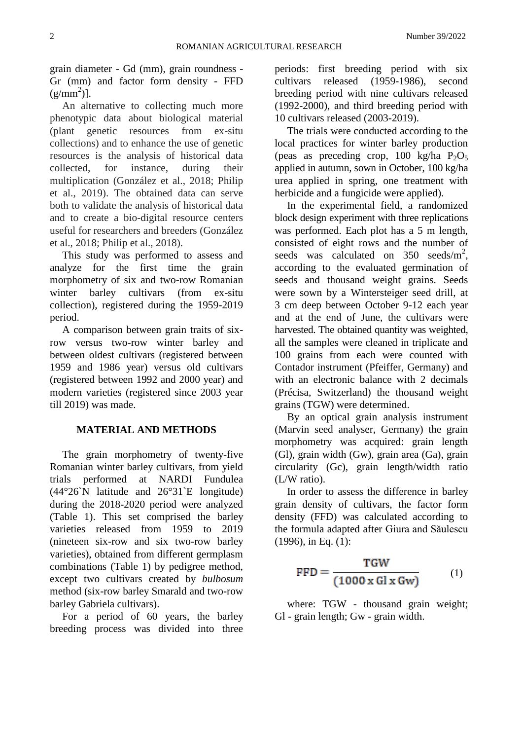grain diameter - Gd (mm), grain roundness - Gr (mm) and factor form density - FFD (g/mm$^2$)].

An alternative to collecting much more phenotypic data about biological material (plant genetic resources from ex-situ collections) and to enhance the use of genetic resources is the analysis of historical data collected, for instance, during their multiplication (González et al., 2018; Philip et al., 2019). The obtained data can serve both to validate the analysis of historical data and to create a bio-digital resource centers useful for researchers and breeders (González et al., 2018; Philip et al., 2018).

This study was performed to assess and analyze for the first time the grain morphometry of six and two-row Romanian winter barley cultivars (from ex-situ collection), registered during the 1959-2019 period.

A comparison between grain traits of six-row versus two-row winter barley and between oldest cultivars (registered between 1959 and 1986 year) versus old cultivars (registered between 1992 and 2000 year) and modern varieties (registered since 2003 year till 2019) was made.

## MATERIAL AND METHODS

The grain morphometry of twenty-five Romanian winter barley cultivars, from yield trials performed at NARDI Fundulea (44°26`N latitude and 26°31`E longitude) during the 2018-2020 period were analyzed (Table 1). This set comprised the barley varieties released from 1959 to 2019 (nineteen six-row and six two-row barley varieties), obtained from different germplasm combinations (Table 1) by pedigree method, except two cultivars created by *bulbosum* method (six-row barley Smarald and two-row barley Gabriela cultivars).

For a period of 60 years, the barley breeding process was divided into three periods: first breeding period with six cultivars released (1959-1986), second breeding period with nine cultivars released (1992-2000), and third breeding period with 10 cultivars released (2003-2019).

The trials were conducted according to the local practices for winter barley production (peas as preceding crop, 100 kg/ha $P_2O_5$ applied in autumn, sown in October, 100 kg/ha urea applied in spring, one treatment with herbicide and a fungicide were applied).

In the experimental field, a randomized block design experiment with three replications was performed. Each plot has a 5 m length, consisted of eight rows and the number of seeds was calculated on 350 seeds/m$^2$, according to the evaluated germination of seeds and thousand weight grains. Seeds were sown by a Wintersteiger seed drill, at 3 cm deep between October 9-12 each year and at the end of June, the cultivars were harvested. The obtained quantity was weighted, all the samples were cleaned in triplicate and 100 grains from each were counted with Contador instrument (Pfeiffer, Germany) and with an electronic balance with 2 decimals (Précisa, Switzerland) the thousand weight grains (TGW) were determined.

By an optical grain analysis instrument (Marvin seed analyser, Germany) the grain morphometry was acquired: grain length (Gl), grain width (Gw), grain area (Ga), grain circularity (Gc), grain length/width ratio (L/W ratio).

In order to assess the difference in barley grain density of cultivars, the factor form density (FFD) was calculated according to the formula adapted after Giura and Săulescu (1996), in Eq. (1):

$$FFD = \frac{TGW}{(1000 \times Gl \times Gw)} \qquad (1)$$

where: TGW - thousand grain weight; Gl - grain length; Gw - grain width.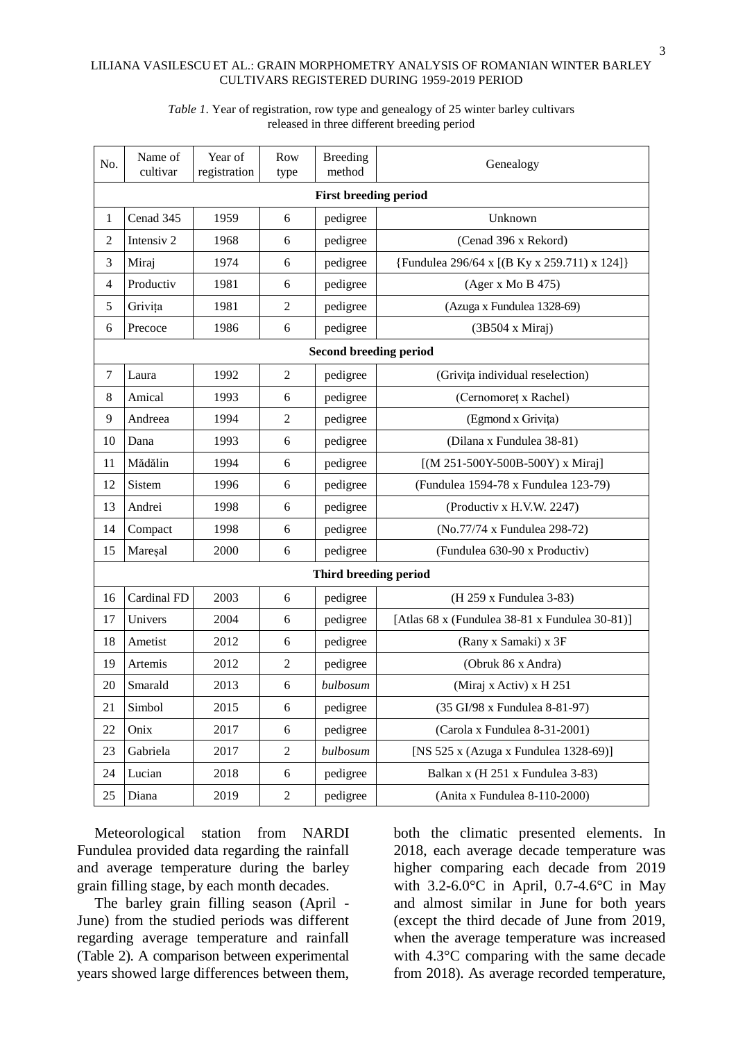*Table 1*. Year of registration, row type and genealogy of 25 winter barley cultivars released in three different breeding period

| No. | Name of cultivar | Year of registration | Row type | Breeding method | Genealogy |
|---|---|---|---|---|---|
| **First breeding period** | | | | | |
| 1 | Cenad 345 | 1959 | 6 | pedigree | Unknown |
| 2 | Intensiv 2 | 1968 | 6 | pedigree | (Cenad 396 x Rekord) |
| 3 | Miraj | 1974 | 6 | pedigree | {Fundulea 296/64 x [(B Ky x 259.711) x 124]} |
| 4 | Productiv | 1981 | 6 | pedigree | (Ager x Mo B 475) |
| 5 | Grivița | 1981 | 2 | pedigree | (Azuga x Fundulea 1328-69) |
| 6 | Precoce | 1986 | 6 | pedigree | (3B504 x Miraj) |
| **Second breeding period** | | | | | |
| 7 | Laura | 1992 | 2 | pedigree | (Grivița individual reselection) |
| 8 | Amical | 1993 | 6 | pedigree | (Cernomoreţ x Rachel) |
| 9 | Andreea | 1994 | 2 | pedigree | (Egmond x Grivița) |
| 10 | Dana | 1993 | 6 | pedigree | (Dilana x Fundulea 38-81) |
| 11 | Mădălin | 1994 | 6 | pedigree | [(M 251-500Y-500B-500Y) x Miraj] |
| 12 | Sistem | 1996 | 6 | pedigree | (Fundulea 1594-78 x Fundulea 123-79) |
| 13 | Andrei | 1998 | 6 | pedigree | (Productiv x H.V.W. 2247) |
| 14 | Compact | 1998 | 6 | pedigree | (No.77/74 x Fundulea 298-72) |
| 15 | Mareșal | 2000 | 6 | pedigree | (Fundulea 630-90 x Productiv) |
| **Third breeding period** | | | | | |
| 16 | Cardinal FD | 2003 | 6 | pedigree | (H 259 x Fundulea 3-83) |
| 17 | Univers | 2004 | 6 | pedigree | [Atlas 68 x (Fundulea 38-81 x Fundulea 30-81)] |
| 18 | Ametist | 2012 | 6 | pedigree | (Rany x Samaki) x 3F |
| 19 | Artemis | 2012 | 2 | pedigree | (Obruk 86 x Andra) |
| 20 | Smarald | 2013 | 6 | *bulbosum* | (Miraj x Activ) x H 251 |
| 21 | Simbol | 2015 | 6 | pedigree | (35 GI/98 x Fundulea 8-81-97) |
| 22 | Onix | 2017 | 6 | pedigree | (Carola x Fundulea 8-31-2001) |
| 23 | Gabriela | 2017 | 2 | *bulbosum* | [NS 525 x (Azuga x Fundulea 1328-69)] |
| 24 | Lucian | 2018 | 6 | pedigree | Balkan x (H 251 x Fundulea 3-83) |
| 25 | Diana | 2019 | 2 | pedigree | (Anita x Fundulea 8-110-2000) |

Meteorological station from NARDI Fundulea provided data regarding the rainfall and average temperature during the barley grain filling stage, by each month decades.

The barley grain filling season (April - June) from the studied periods was different regarding average temperature and rainfall (Table 2). A comparison between experimental years showed large differences between them, both the climatic presented elements. In 2018, each average decade temperature was higher comparing each decade from 2019 with 3.2-6.0°C in April, 0.7-4.6°C in May and almost similar in June for both years (except the third decade of June from 2019, when the average temperature was increased with 4.3°C comparing with the same decade from 2018). As average recorded temperature,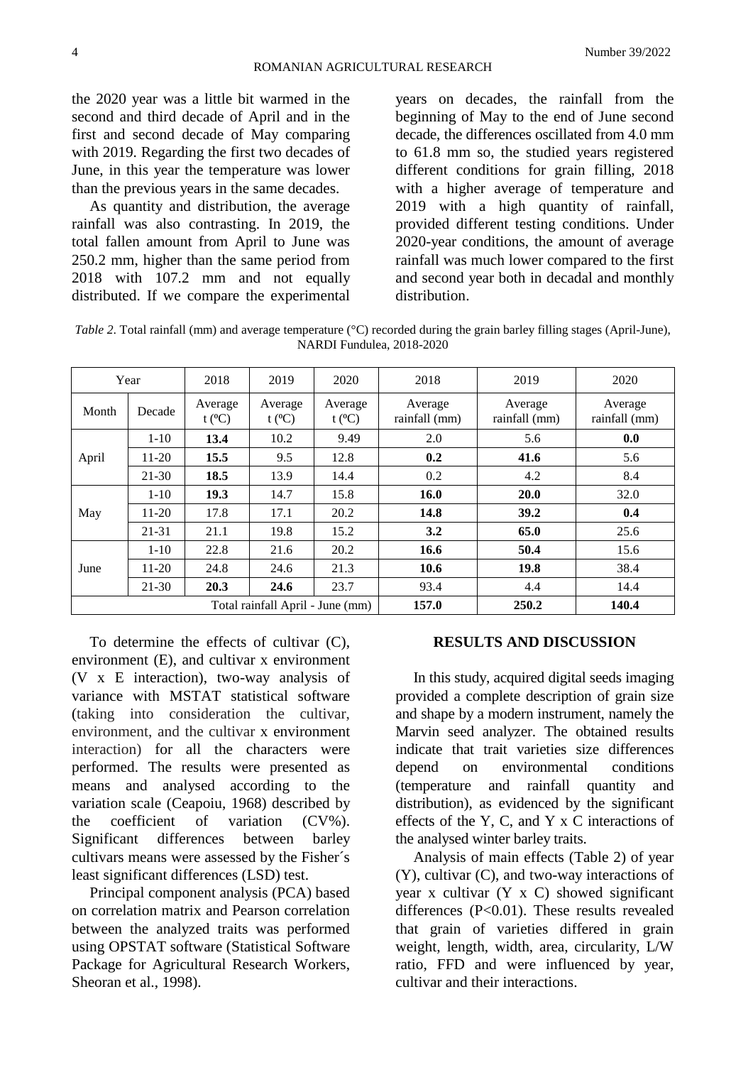the 2020 year was a little bit warmed in the second and third decade of April and in the first and second decade of May comparing with 2019. Regarding the first two decades of June, in this year the temperature was lower than the previous years in the same decades.

As quantity and distribution, the average rainfall was also contrasting. In 2019, the total fallen amount from April to June was 250.2 mm, higher than the same period from 2018 with 107.2 mm and not equally distributed. If we compare the experimental years on decades, the rainfall from the beginning of May to the end of June second decade, the differences oscillated from 4.0 mm to 61.8 mm so, the studied years registered different conditions for grain filling, 2018 with a higher average of temperature and 2019 with a high quantity of rainfall, provided different testing conditions. Under 2020-year conditions, the amount of average rainfall was much lower compared to the first and second year both in decadal and monthly distribution.

*Table 2*. Total rainfall (mm) and average temperature (°C) recorded during the grain barley filling stages (April-June), NARDI Fundulea, 2018-2020

| Year | | 2018 | 2019 | 2020 | 2018 | 2019 | 2020 |
|---|---|---|---|---|---|---|---|
| Month | Decade | Average t (ºC) | Average t (ºC) | Average t (ºC) | Average rainfall (mm) | Average rainfall (mm) | Average rainfall (mm) |
| April | 1-10 | **13.4** | 10.2 | 9.49 | 2.0 | 5.6 | **0.0** |
| | 11-20 | **15.5** | 9.5 | 12.8 | **0.2** | **41.6** | 5.6 |
| | 21-30 | **18.5** | 13.9 | 14.4 | 0.2 | 4.2 | 8.4 |
| May | 1-10 | **19.3** | 14.7 | 15.8 | **16.0** | **20.0** | 32.0 |
| | 11-20 | 17.8 | 17.1 | 20.2 | **14.8** | **39.2** | **0.4** |
| | 21-31 | 21.1 | 19.8 | 15.2 | **3.2** | **65.0** | 25.6 |
| June | 1-10 | 22.8 | 21.6 | 20.2 | **16.6** | **50.4** | 15.6 |
| | 11-20 | 24.8 | 24.6 | 21.3 | **10.6** | **19.8** | 38.4 |
| | 21-30 | **20.3** | **24.6** | 23.7 | 93.4 | 4.4 | 14.4 |
| Total rainfall April - June (mm) | | | | | **157.0** | **250.2** | **140.4** |

To determine the effects of cultivar (C), environment (E), and cultivar x environment (V x E interaction), two-way analysis of variance with MSTAT statistical software (taking into consideration the cultivar, environment, and the cultivar x environment interaction) for all the characters were performed. The results were presented as means and analysed according to the variation scale (Ceapoiu, 1968) described by the coefficient of variation (CV%). Significant differences between barley cultivars means were assessed by the Fisher´s least significant differences (LSD) test.

Principal component analysis (PCA) based on correlation matrix and Pearson correlation between the analyzed traits was performed using OPSTAT software (Statistical Software Package for Agricultural Research Workers, Sheoran et al., 1998).

## RESULTS AND DISCUSSION

In this study, acquired digital seeds imaging provided a complete description of grain size and shape by a modern instrument, namely the Marvin seed analyzer. The obtained results indicate that trait varieties size differences depend on environmental conditions (temperature and rainfall quantity and distribution), as evidenced by the significant effects of the Y, C, and Y x C interactions of the analysed winter barley traits.

Analysis of main effects (Table 2) of year (Y), cultivar (C), and two-way interactions of year x cultivar (Y x C) showed significant differences ($P<0.01$). These results revealed that grain of varieties differed in grain weight, length, width, area, circularity, L/W ratio, FFD and were influenced by year, cultivar and their interactions.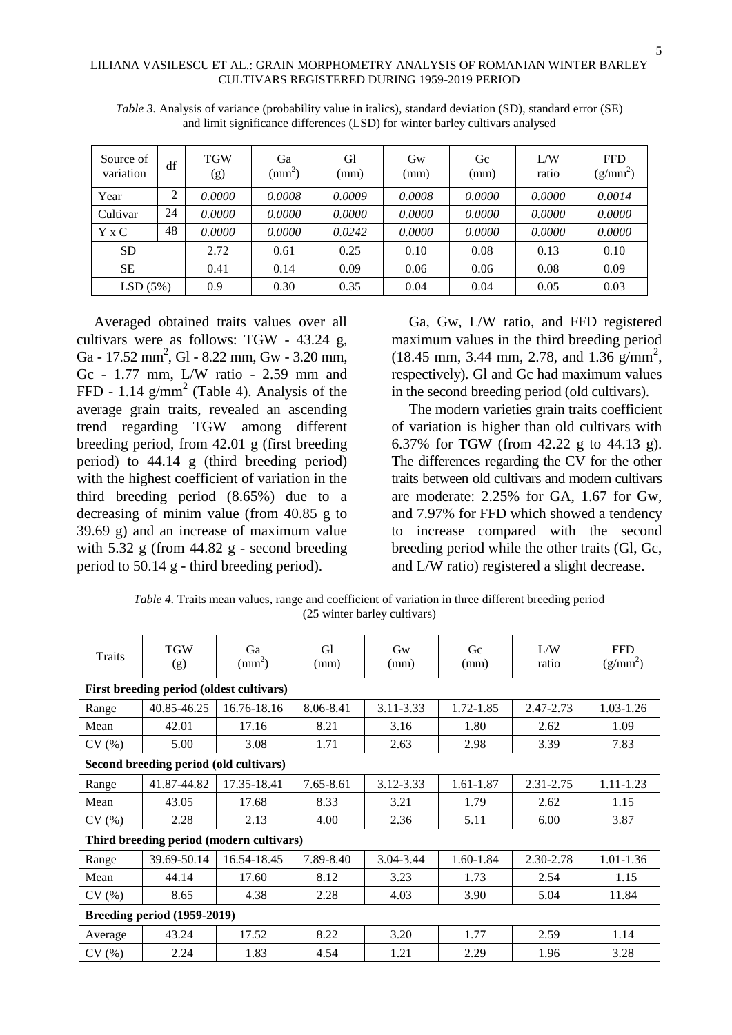*Table 3.* Analysis of variance (probability value in italics), standard deviation (SD), standard error (SE) and limit significance differences (LSD) for winter barley cultivars analysed

| Source of variation | df | TGW (g) | Ga ($mm^2$) | Gl (mm) | Gw (mm) | Gc (mm) | L/W ratio | FFD ($g/mm^2$) |
|---|---|---|---|---|---|---|---|---|
| Year | 2 | *0.0000* | *0.0008* | *0.0009* | *0.0008* | *0.0000* | *0.0000* | *0.0014* |
| Cultivar | 24 | *0.0000* | *0.0000* | *0.0000* | *0.0000* | *0.0000* | *0.0000* | *0.0000* |
| Y x C | 48 | *0.0000* | *0.0000* | *0.0242* | *0.0000* | *0.0000* | *0.0000* | *0.0000* |
| SD | | 2.72 | 0.61 | 0.25 | 0.10 | 0.08 | 0.13 | 0.10 |
| SE | | 0.41 | 0.14 | 0.09 | 0.06 | 0.06 | 0.08 | 0.09 |
| LSD (5%) | | 0.9 | 0.30 | 0.35 | 0.04 | 0.04 | 0.05 | 0.03 |

Averaged obtained traits values over all cultivars were as follows: TGW - 43.24 g, Ga - 17.52 $mm^2$, Gl - 8.22 mm, Gw - 3.20 mm, Gc - 1.77 mm, L/W ratio - 2.59 mm and FFD - 1.14 $g/mm^2$ (Table 4). Analysis of the average grain traits, revealed an ascending trend regarding TGW among different breeding period, from 42.01 g (first breeding period) to 44.14 g (third breeding period) with the highest coefficient of variation in the third breeding period (8.65%) due to a decreasing of minim value (from 40.85 g to 39.69 g) and an increase of maximum value with 5.32 g (from 44.82 g - second breeding period to 50.14 g - third breeding period).

Ga, Gw, L/W ratio, and FFD registered maximum values in the third breeding period (18.45 mm, 3.44 mm, 2.78, and 1.36 $g/mm^2$, respectively). Gl and Gc had maximum values in the second breeding period (old cultivars).

The modern varieties grain traits coefficient of variation is higher than old cultivars with 6.37% for TGW (from 42.22 g to 44.13 g). The differences regarding the CV for the other traits between old cultivars and modern cultivars are moderate: 2.25% for GA, 1.67 for Gw, and 7.97% for FFD which showed a tendency to increase compared with the second breeding period while the other traits (Gl, Gc, and L/W ratio) registered a slight decrease.

*Table 4.* Traits mean values, range and coefficient of variation in three different breeding period (25 winter barley cultivars)

| Traits | TGW (g) | Ga ($mm^2$) | Gl (mm) | Gw (mm) | Gc (mm) | L/W ratio | FFD ($g/mm^2$) |
|---|---|---|---|---|---|---|---|
| **First breeding period (oldest cultivars)** | | | | | | | |
| Range | 40.85-46.25 | 16.76-18.16 | 8.06-8.41 | 3.11-3.33 | 1.72-1.85 | 2.47-2.73 | 1.03-1.26 |
| Mean | 42.01 | 17.16 | 8.21 | 3.16 | 1.80 | 2.62 | 1.09 |
| CV (%) | 5.00 | 3.08 | 1.71 | 2.63 | 2.98 | 3.39 | 7.83 |
| **Second breeding period (old cultivars)** | | | | | | | |
| Range | 41.87-44.82 | 17.35-18.41 | 7.65-8.61 | 3.12-3.33 | 1.61-1.87 | 2.31-2.75 | 1.11-1.23 |
| Mean | 43.05 | 17.68 | 8.33 | 3.21 | 1.79 | 2.62 | 1.15 |
| CV (%) | 2.28 | 2.13 | 4.00 | 2.36 | 5.11 | 6.00 | 3.87 |
| **Third breeding period (modern cultivars)** | | | | | | | |
| Range | 39.69-50.14 | 16.54-18.45 | 7.89-8.40 | 3.04-3.44 | 1.60-1.84 | 2.30-2.78 | 1.01-1.36 |
| Mean | 44.14 | 17.60 | 8.12 | 3.23 | 1.73 | 2.54 | 1.15 |
| CV (%) | 8.65 | 4.38 | 2.28 | 4.03 | 3.90 | 5.04 | 11.84 |
| **Breeding period (1959-2019)** | | | | | | | |
| Average | 43.24 | 17.52 | 8.22 | 3.20 | 1.77 | 2.59 | 1.14 |
| CV (%) | 2.24 | 1.83 | 4.54 | 1.21 | 2.29 | 1.96 | 3.28 |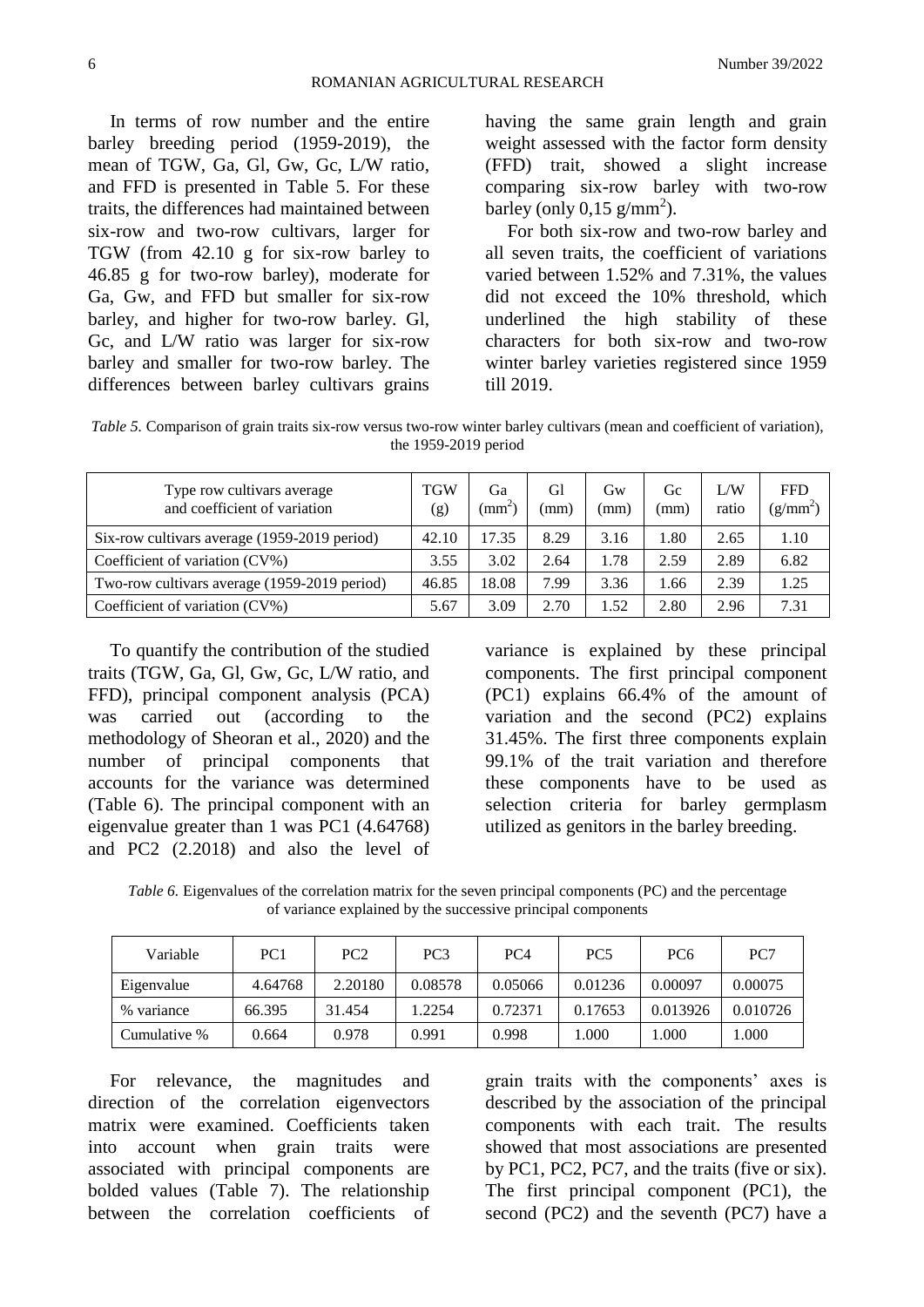In terms of row number and the entire barley breeding period (1959-2019), the mean of TGW, Ga, Gl, Gw, Gc, L/W ratio, and FFD is presented in Table 5. For these traits, the differences had maintained between six-row and two-row cultivars, larger for TGW (from 42.10 g for six-row barley to 46.85 g for two-row barley), moderate for Ga, Gw, and FFD but smaller for six-row barley, and higher for two-row barley. Gl, Gc, and L/W ratio was larger for six-row barley and smaller for two-row barley. The differences between barley cultivars grains having the same grain length and grain weight assessed with the factor form density (FFD) trait, showed a slight increase comparing six-row barley with two-row barley (only 0,15 g/mm$^2$).

For both six-row and two-row barley and all seven traits, the coefficient of variations varied between 1.52% and 7.31%, the values did not exceed the 10% threshold, which underlined the high stability of these characters for both six-row and two-row winter barley varieties registered since 1959 till 2019.

*Table 5.* Comparison of grain traits six-row versus two-row winter barley cultivars (mean and coefficient of variation), the 1959-2019 period

| Type row cultivars average and coefficient of variation | TGW (g) | Ga (mm$^2$) | Gl (mm) | Gw (mm) | Gc (mm) | L/W ratio | FFD (g/mm$^2$) |
|---|---|---|---|---|---|---|---|
| Six-row cultivars average (1959-2019 period) | 42.10 | 17.35 | 8.29 | 3.16 | 1.80 | 2.65 | 1.10 |
| Coefficient of variation (CV%) | 3.55 | 3.02 | 2.64 | 1.78 | 2.59 | 2.89 | 6.82 |
| Two-row cultivars average (1959-2019 period) | 46.85 | 18.08 | 7.99 | 3.36 | 1.66 | 2.39 | 1.25 |
| Coefficient of variation (CV%) | 5.67 | 3.09 | 2.70 | 1.52 | 2.80 | 2.96 | 7.31 |

To quantify the contribution of the studied traits (TGW, Ga, Gl, Gw, Gc, L/W ratio, and FFD), principal component analysis (PCA) was carried out (according to the methodology of Sheoran et al., 2020) and the number of principal components that accounts for the variance was determined (Table 6). The principal component with an eigenvalue greater than 1 was PC1 (4.64768) and PC2 (2.2018) and also the level of variance is explained by these principal components. The first principal component (PC1) explains 66.4% of the amount of variation and the second (PC2) explains 31.45%. The first three components explain 99.1% of the trait variation and therefore these components have to be used as selection criteria for barley germplasm utilized as genitors in the barley breeding.

*Table 6.* Eigenvalues of the correlation matrix for the seven principal components (PC) and the percentage of variance explained by the successive principal components

| Variable | PC1 | PC2 | PC3 | PC4 | PC5 | PC6 | PC7 |
|---|---|---|---|---|---|---|---|
| Eigenvalue | 4.64768 | 2.20180 | 0.08578 | 0.05066 | 0.01236 | 0.00097 | 0.00075 |
| % variance | 66.395 | 31.454 | 1.2254 | 0.72371 | 0.17653 | 0.013926 | 0.010726 |
| Cumulative % | 0.664 | 0.978 | 0.991 | 0.998 | 1.000 | 1.000 | 1.000 |

For relevance, the magnitudes and direction of the correlation eigenvectors matrix were examined. Coefficients taken into account when grain traits were associated with principal components are bolded values (Table 7). The relationship between the correlation coefficients of grain traits with the components' axes is described by the association of the principal components with each trait. The results showed that most associations are presented by PC1, PC2, PC7, and the traits (five or six). The first principal component (PC1), the second (PC2) and the seventh (PC7) have a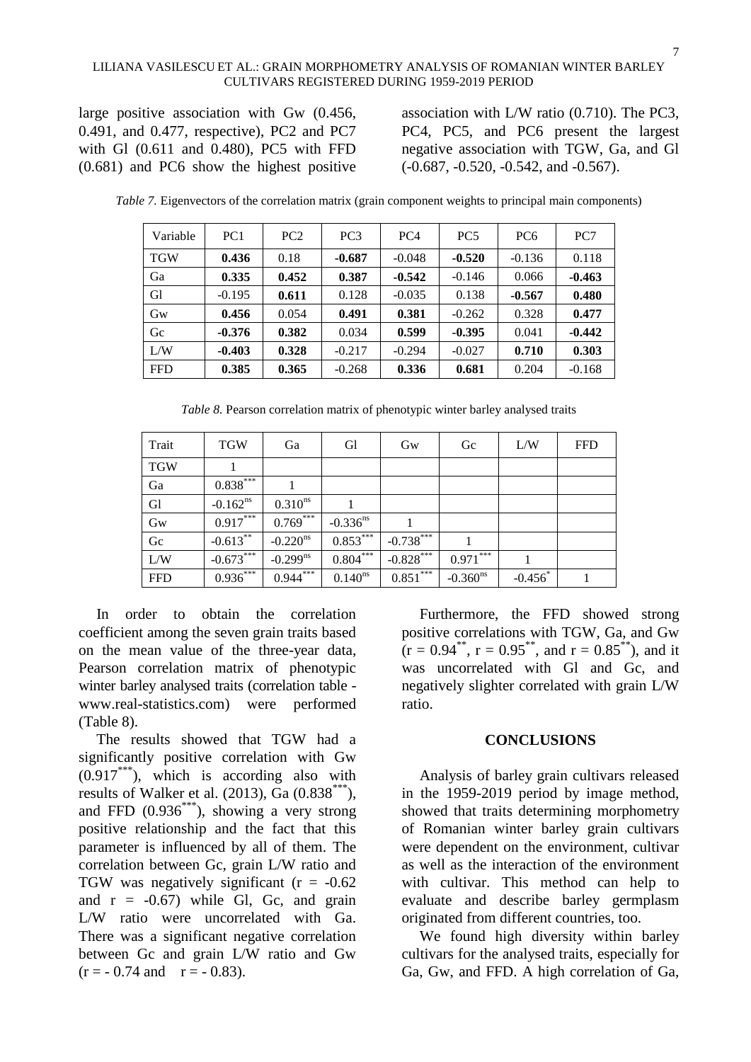large positive association with Gw (0.456, 0.491, and 0.477, respective), PC2 and PC7 with Gl (0.611 and 0.480), PC5 with FFD (0.681) and PC6 show the highest positive association with L/W ratio (0.710). The PC3, PC4, PC5, and PC6 present the largest negative association with TGW, Ga, and Gl (-0.687, -0.520, -0.542, and -0.567).

*Table 7.* Eigenvectors of the correlation matrix (grain component weights to principal main components)

| Variable | PC1 | PC2 | PC3 | PC4 | PC5 | PC6 | PC7 |
|---|---|---|---|---|---|---|---|
| TGW | **0.436** | 0.18 | **-0.687** | -0.048 | **-0.520** | -0.136 | 0.118 |
| Ga | **0.335** | **0.452** | **0.387** | **-0.542** | -0.146 | 0.066 | **-0.463** |
| Gl | -0.195 | **0.611** | 0.128 | -0.035 | 0.138 | **-0.567** | **0.480** |
| Gw | **0.456** | 0.054 | **0.491** | **0.381** | -0.262 | 0.328 | **0.477** |
| Gc | **-0.376** | **0.382** | 0.034 | **0.599** | **-0.395** | 0.041 | **-0.442** |
| L/W | **-0.403** | **0.328** | -0.217 | -0.294 | -0.027 | **0.710** | **0.303** |
| FFD | **0.385** | **0.365** | -0.268 | **0.336** | **0.681** | 0.204 | -0.168 |

*Table 8.* Pearson correlation matrix of phenotypic winter barley analysed traits

| Trait | TGW | Ga | Gl | Gw | Gc | L/W | FFD |
|---|---|---|---|---|---|---|---|
| TGW | 1 | | | | | | |
| Ga | $0.838^{***}$ | 1 | | | | | |
| Gl | $-0.162^{ns}$ | $0.310^{ns}$ | 1 | | | | |
| Gw | $0.917^{***}$ | $0.769^{***}$ | $-0.336^{ns}$ | 1 | | | |
| Gc | $-0.613^{**}$ | $-0.220^{ns}$ | $0.853^{***}$ | $-0.738^{***}$ | 1 | | |
| L/W | $-0.673^{***}$ | $-0.299^{ns}$ | $0.804^{***}$ | $-0.828^{***}$ | $0.971^{***}$ | 1 | |
| FFD | $0.936^{***}$ | $0.944^{***}$ | $0.140^{ns}$ | $0.851^{***}$ | $-0.360^{ns}$ | $-0.456^{*}$ | 1 |

In order to obtain the correlation coefficient among the seven grain traits based on the mean value of the three-year data, Pearson correlation matrix of phenotypic winter barley analysed traits (correlation table - www.real-statistics.com) were performed (Table 8).

The results showed that TGW had a significantly positive correlation with Gw ($0.917^{***}$), which is according also with results of Walker et al. (2013), Ga ($0.838^{***}$), and FFD ($0.936^{***}$), showing a very strong positive relationship and the fact that this parameter is influenced by all of them. The correlation between Gc, grain L/W ratio and TGW was negatively significant ($r = -0.62$ and $r = -0.67$) while Gl, Gc, and grain L/W ratio were uncorrelated with Ga. There was a significant negative correlation between Gc and grain L/W ratio and Gw ($r = -0.74$ and $r = -0.83$).

Furthermore, the FFD showed strong positive correlations with TGW, Ga, and Gw ($r = 0.94^{**}$, $r = 0.95^{**}$, and $r = 0.85^{**}$), and it was uncorrelated with Gl and Gc, and negatively slighter correlated with grain L/W ratio.

## CONCLUSIONS

Analysis of barley grain cultivars released in the 1959-2019 period by image method, showed that traits determining morphometry of Romanian winter barley grain cultivars were dependent on the environment, cultivar as well as the interaction of the environment with cultivar. This method can help to evaluate and describe barley germplasm originated from different countries, too.

We found high diversity within barley cultivars for the analysed traits, especially for Ga, Gw, and FFD. A high correlation of Ga,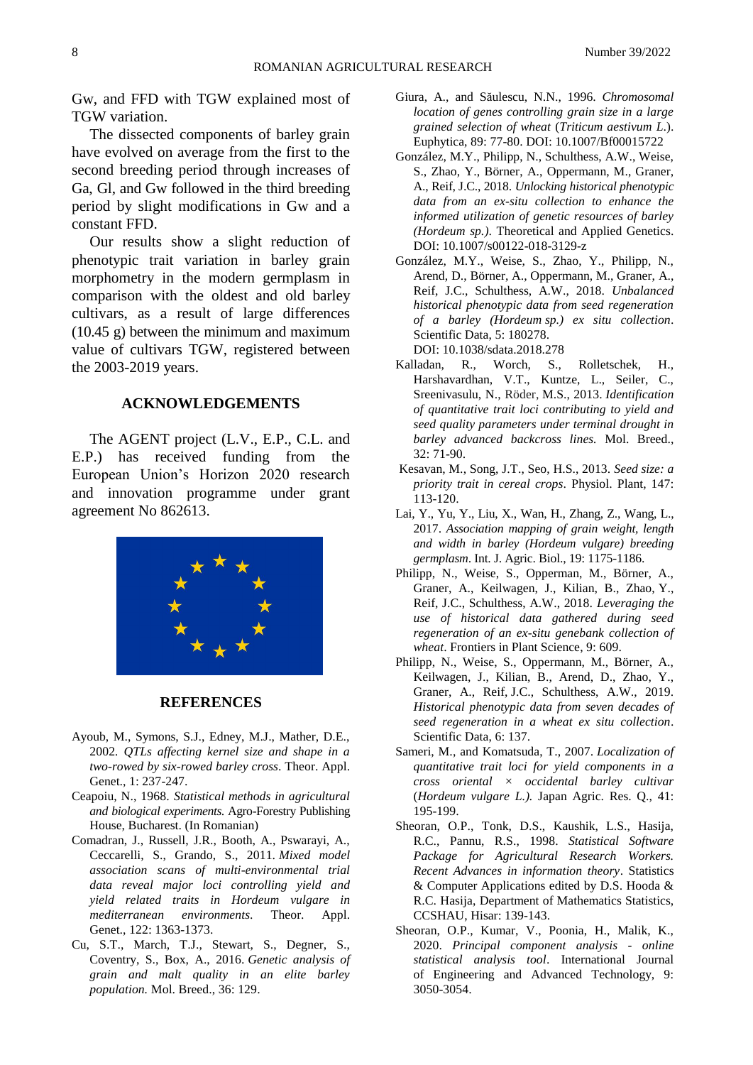Gw, and FFD with TGW explained most of TGW variation.

The dissected components of barley grain have evolved on average from the first to the second breeding period through increases of Ga, Gl, and Gw followed in the third breeding period by slight modifications in Gw and a constant FFD.

Our results show a slight reduction of phenotypic trait variation in barley grain morphometry in the modern germplasm in comparison with the oldest and old barley cultivars, as a result of large differences (10.45 g) between the minimum and maximum value of cultivars TGW, registered between the 2003-2019 years.

## ACKNOWLEDGEMENTS

The AGENT project (L.V., E.P., C.L. and E.P.) has received funding from the European Union's Horizon 2020 research and innovation programme under grant agreement No 862613.

## REFERENCES

Ayoub, M., Symons, S.J., Edney, M.J., Mather, D.E., 2002. *QTLs affecting kernel size and shape in a two-rowed by six-rowed barley cross*. Theor. Appl. Genet., 1: 237-247.

Ceapoiu, N., 1968. *Statistical methods in agricultural and biological experiments.* Agro-Forestry Publishing House, Bucharest. (In Romanian)

Comadran, J., Russell, J.R., Booth, A., Pswarayi, A., Ceccarelli, S., Grando, S., 2011. *Mixed model association scans of multi-environmental trial data reveal major loci controlling yield and yield related traits in Hordeum vulgare in mediterranean environments.* Theor. Appl. Genet., 122: 1363-1373.

Cu, S.T., March, T.J., Stewart, S., Degner, S., Coventry, S., Box, A., 2016. *Genetic analysis of grain and malt quality in an elite barley population.* Mol. Breed., 36: 129.

Giura, A., and Săulescu, N.N., 1996. *Chromosomal location of genes controlling grain size in a large grained selection of wheat* (*Triticum aestivum L.*). Euphytica, 89: 77-80. DOI: 10.1007/Bf00015722

González, M.Y., Philipp, N., Schulthess, A.W., Weise, S., Zhao, Y., Börner, A., Oppermann, M., Graner, A., Reif, J.C., 2018. *Unlocking historical phenotypic data from an ex-situ collection to enhance the informed utilization of genetic resources of barley (Hordeum sp.).* Theoretical and Applied Genetics. DOI: 10.1007/s00122-018-3129-z

González, M.Y., Weise, S., Zhao, Y., Philipp, N., Arend, D., Börner, A., Oppermann, M., Graner, A., Reif, J.C., Schulthess, A.W., 2018. *Unbalanced historical phenotypic data from seed regeneration of a barley (Hordeum sp.) ex situ collection*. Scientific Data, 5: 180278. DOI: 10.1038/sdata.2018.278

Kalladan, R., Worch, S., Rolletschek, H., Harshavardhan, V.T., Kuntze, L., Seiler, C., Sreenivasulu, N., Röder, M.S., 2013. *Identification of quantitative trait loci contributing to yield and seed quality parameters under terminal drought in barley advanced backcross lines.* Mol. Breed., 32: 71-90.

Kesavan, M., Song, J.T., Seo, H.S., 2013. *Seed size: a priority trait in cereal crops*. Physiol. Plant, 147: 113-120.

Lai, Y., Yu, Y., Liu, X., Wan, H., Zhang, Z., Wang, L., 2017. *Association mapping of grain weight, length and width in barley (Hordeum vulgare) breeding germplasm*. Int. J. Agric. Biol., 19: 1175-1186.

Philipp, N., Weise, S., Opperman, M., Börner, A., Graner, A., Keilwagen, J., Kilian, B., Zhao, Y., Reif, J.C., Schulthess, A.W., 2018. *Leveraging the use of historical data gathered during seed regeneration of an ex-situ genebank collection of wheat*. Frontiers in Plant Science, 9: 609.

Philipp, N., Weise, S., Oppermann, M., Börner, A., Keilwagen, J., Kilian, B., Arend, D., Zhao, Y., Graner, A., Reif, J.C., Schulthess, A.W., 2019. *Historical phenotypic data from seven decades of seed regeneration in a wheat ex situ collection*. Scientific Data, 6: 137.

Sameri, M., and Komatsuda, T., 2007. *Localization of quantitative trait loci for yield components in a cross oriental × occidental barley cultivar* (*Hordeum vulgare L.).* Japan Agric. Res. Q., 41: 195-199.

Sheoran, O.P., Tonk, D.S., Kaushik, L.S., Hasija, R.C., Pannu, R.S., 1998. *Statistical Software Package for Agricultural Research Workers. Recent Advances in information theory*. Statistics & Computer Applications edited by D.S. Hooda & R.C. Hasija, Department of Mathematics Statistics, CCSHAU, Hisar: 139-143.

Sheoran, O.P., Kumar, V., Poonia, H., Malik, K., 2020. *Principal component analysis - online statistical analysis tool*. International Journal of Engineering and Advanced Technology, 9: 3050-3054.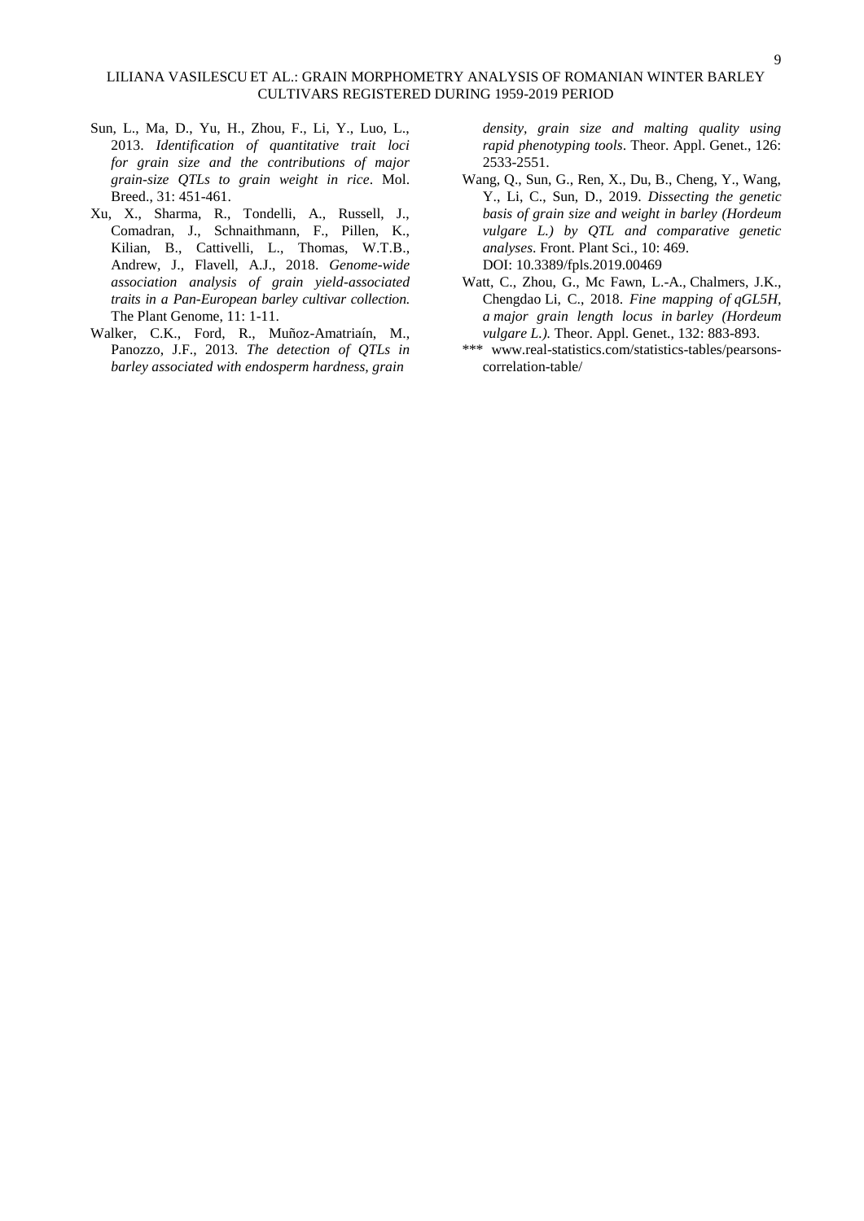Sun, L., Ma, D., Yu, H., Zhou, F., Li, Y., Luo, L., 2013. *Identification of quantitative trait loci for grain size and the contributions of major grain-size QTLs to grain weight in rice*. Mol. Breed., 31: 451-461.

Xu, X., Sharma, R., Tondelli, A., Russell, J., Comadran, J., Schnaithmann, F., Pillen, K., Kilian, B., Cattivelli, L., Thomas, W.T.B., Andrew, J., Flavell, A.J., 2018. *Genome-wide association analysis of grain yield-associated traits in a Pan-European barley cultivar collection.* The Plant Genome, 11: 1-11.

Walker, C.K., Ford, R., Muñoz-Amatriaín, M., Panozzo, J.F., 2013. *The detection of QTLs in barley associated with endosperm hardness, grain density, grain size and malting quality using rapid phenotyping tools*. Theor. Appl. Genet., 126: 2533-2551.

Wang, Q., Sun, G., Ren, X., Du, B., Cheng, Y., Wang, Y., Li, C., Sun, D., 2019. *Dissecting the genetic basis of grain size and weight in barley (Hordeum vulgare L.) by QTL and comparative genetic analyses.* Front. Plant Sci., 10: 469. DOI: 10.3389/fpls.2019.00469

Watt, C., Zhou, G., Mc Fawn, L.-A., Chalmers, J.K., Chengdao Li, C., 2018. *Fine mapping of qGL5H, a major grain length locus in barley (Hordeum vulgare L.).* Theor. Appl. Genet., 132: 883-893.

*** www.real-statistics.com/statistics-tables/pearsons-correlation-table/